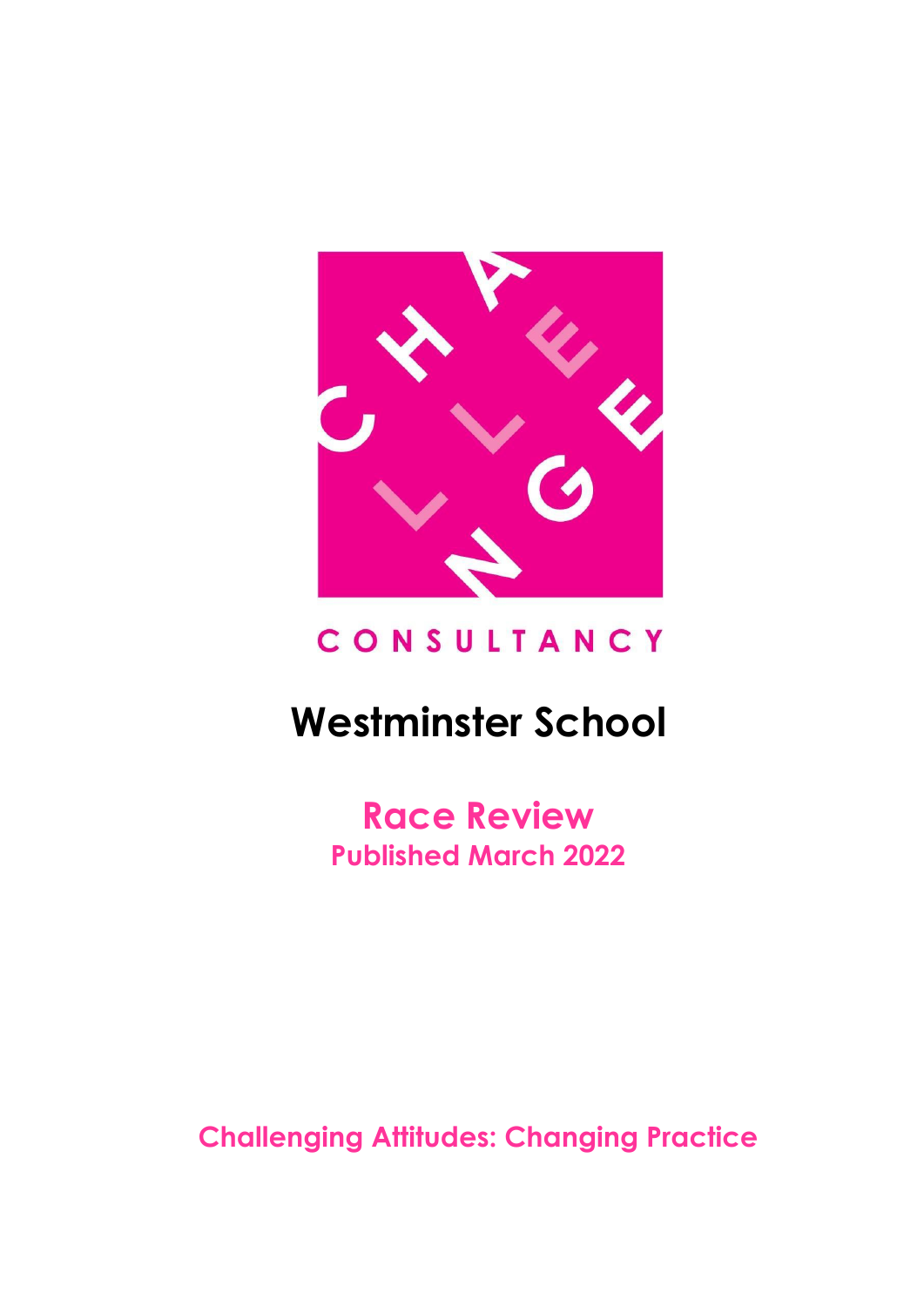CONSULTANCY

# Westminster School

## Race Review

**Published March 2022**

**Challenging Attitudes: Changing Practice**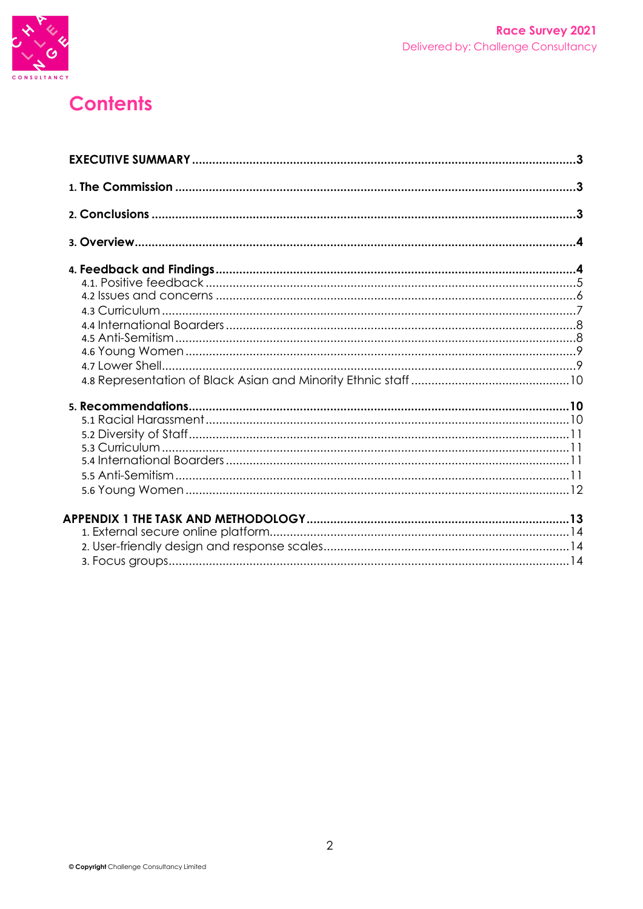# Contents

**EXECUTIVE SUMMARY** ........................................................................................................ **3**

**1. The Commission** ............................................................................................................... **3**

**2. Conclusions** ....................................................................................................................... **3**

**3. Overview** ............................................................................................................................ **4**

**4. Feedback and Findings** .................................................................................................... **4**

- 4.1. Positive feedback ............................................................................................................ 5
- 4.2 Issues and concerns ......................................................................................................... 6
- 4.3 Curriculum ........................................................................................................................ 7
- 4.4 International Boarders ...................................................................................................... 8
- 4.5 Anti-Semitism .................................................................................................................... 8
- 4.6 Young Women ................................................................................................................... 9
- 4.7 Lower Shell ........................................................................................................................ 9
- 4.8 Representation of Black Asian and Minority Ethnic staff ............................................... 10

**5. Recommendations** ........................................................................................................... **10**

- 5.1 Racial Harassment .......................................................................................................... 10
- 5.2 Diversity of Staff .............................................................................................................. 11
- 5.3 Curriculum ...................................................................................................................... 11
- 5.4 International Boarders .................................................................................................... 11
- 5.5 Anti-Semitism .................................................................................................................. 11
- 5.6 Young Women ................................................................................................................. 12

**APPENDIX 1 THE TASK AND METHODOLOGY** ................................................................... **13**

1. External secure online platform ...................................................................................... 14
2. User-friendly design and response scales ..................................................................... 14
3. Focus groups ..................................................................................................................... 14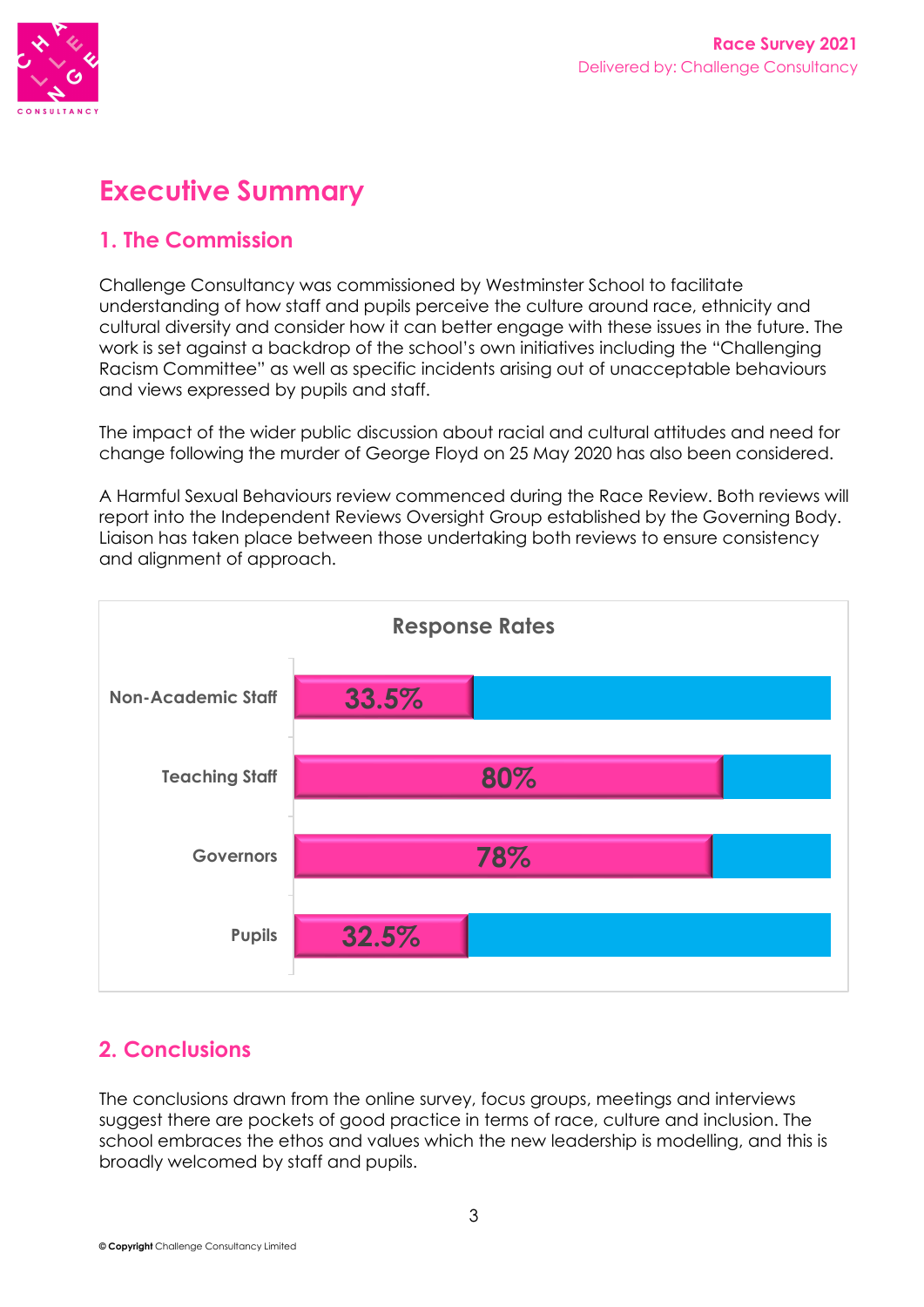# Executive Summary

## 1. The Commission

Challenge Consultancy was commissioned by Westminster School to facilitate understanding of how staff and pupils perceive the culture around race, ethnicity and cultural diversity and consider how it can better engage with these issues in the future. The work is set against a backdrop of the school's own initiatives including the "Challenging Racism Committee" as well as specific incidents arising out of unacceptable behaviours and views expressed by pupils and staff.

The impact of the wider public discussion about racial and cultural attitudes and need for change following the murder of George Floyd on 25 May 2020 has also been considered.

A Harmful Sexual Behaviours review commenced during the Race Review. Both reviews will report into the Independent Reviews Oversight Group established by the Governing Body. Liaison has taken place between those undertaking both reviews to ensure consistency and alignment of approach.

**Response Rates**

| Group | Response Rate |
|---|---|
| Non-Academic Staff | 33.5% |
| Teaching Staff | 80% |
| Governors | 78% |
| Pupils | 32.5% |

## 2. Conclusions

The conclusions drawn from the online survey, focus groups, meetings and interviews suggest there are pockets of good practice in terms of race, culture and inclusion. The school embraces the ethos and values which the new leadership is modelling, and this is broadly welcomed by staff and pupils.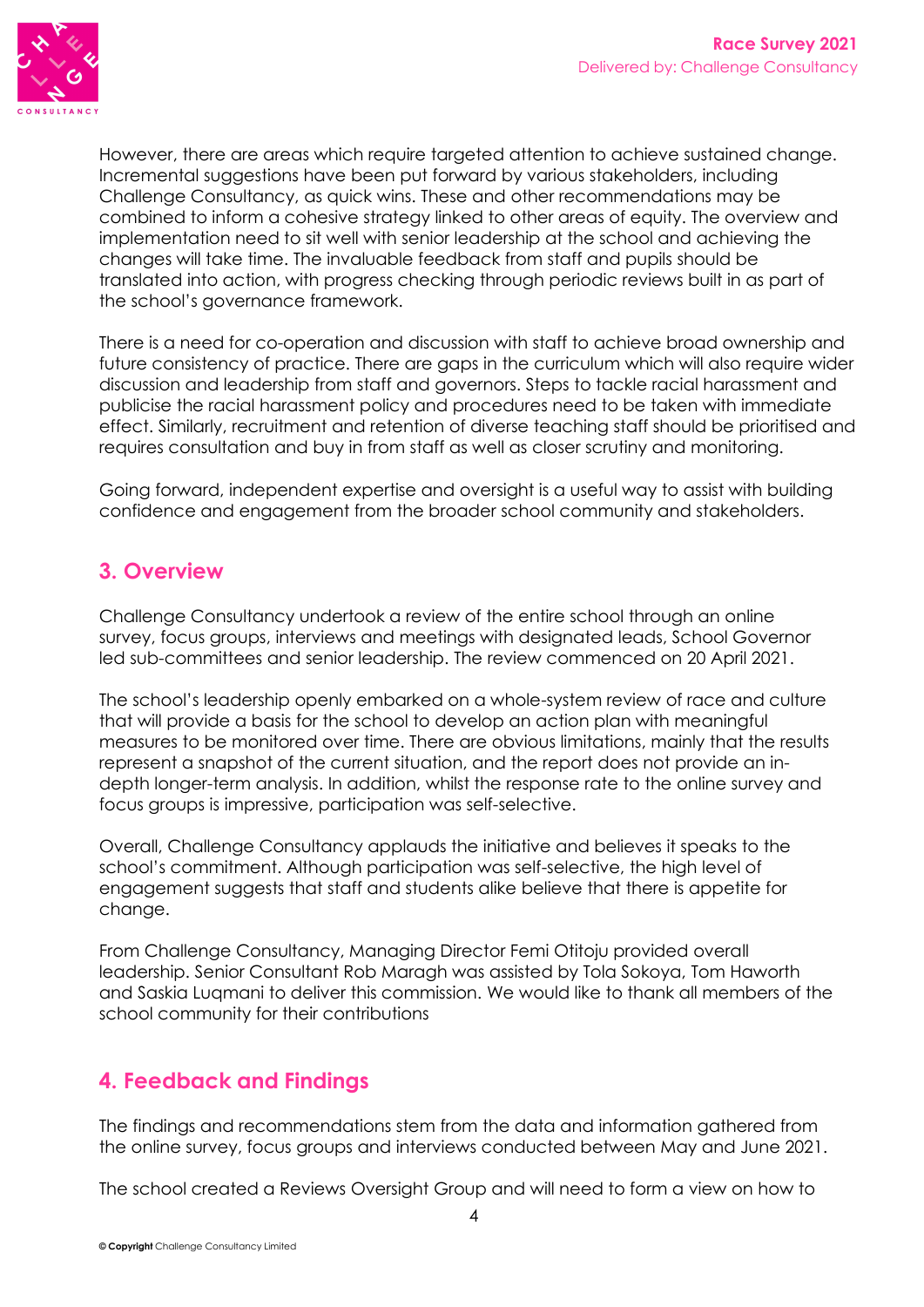However, there are areas which require targeted attention to achieve sustained change. Incremental suggestions have been put forward by various stakeholders, including Challenge Consultancy, as quick wins. These and other recommendations may be combined to inform a cohesive strategy linked to other areas of equity. The overview and implementation need to sit well with senior leadership at the school and achieving the changes will take time. The invaluable feedback from staff and pupils should be translated into action, with progress checking through periodic reviews built in as part of the school's governance framework.

There is a need for co-operation and discussion with staff to achieve broad ownership and future consistency of practice. There are gaps in the curriculum which will also require wider discussion and leadership from staff and governors. Steps to tackle racial harassment and publicise the racial harassment policy and procedures need to be taken with immediate effect. Similarly, recruitment and retention of diverse teaching staff should be prioritised and requires consultation and buy in from staff as well as closer scrutiny and monitoring.

Going forward, independent expertise and oversight is a useful way to assist with building confidence and engagement from the broader school community and stakeholders.

## 3. Overview

Challenge Consultancy undertook a review of the entire school through an online survey, focus groups, interviews and meetings with designated leads, School Governor led sub-committees and senior leadership. The review commenced on 20 April 2021.

The school's leadership openly embarked on a whole-system review of race and culture that will provide a basis for the school to develop an action plan with meaningful measures to be monitored over time. There are obvious limitations, mainly that the results represent a snapshot of the current situation, and the report does not provide an in-depth longer-term analysis. In addition, whilst the response rate to the online survey and focus groups is impressive, participation was self-selective.

Overall, Challenge Consultancy applauds the initiative and believes it speaks to the school's commitment. Although participation was self-selective, the high level of engagement suggests that staff and students alike believe that there is appetite for change.

From Challenge Consultancy, Managing Director Femi Otitoju provided overall leadership. Senior Consultant Rob Maragh was assisted by Tola Sokoya, Tom Haworth and Saskia Luqmani to deliver this commission. We would like to thank all members of the school community for their contributions

## 4. Feedback and Findings

The findings and recommendations stem from the data and information gathered from the online survey, focus groups and interviews conducted between May and June 2021.

The school created a Reviews Oversight Group and will need to form a view on how to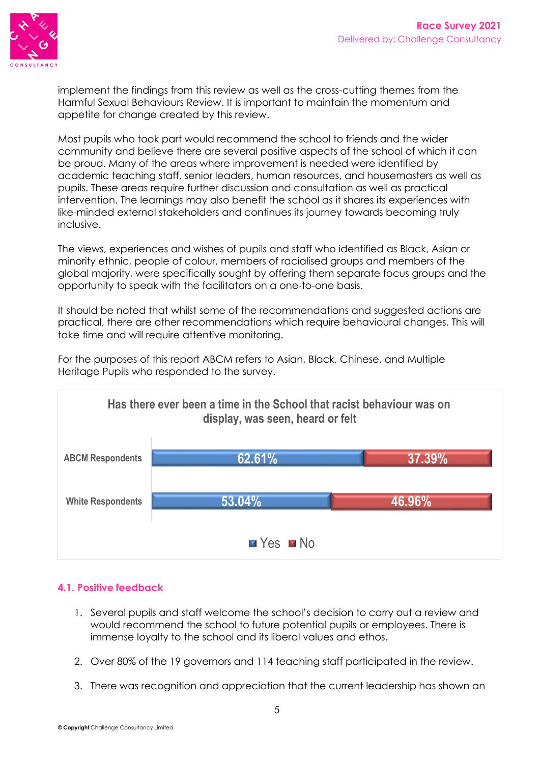implement the findings from this review as well as the cross-cutting themes from the Harmful Sexual Behaviours Review. It is important to maintain the momentum and appetite for change created by this review.

Most pupils who took part would recommend the school to friends and the wider community and believe there are several positive aspects of the school of which it can be proud. Many of the areas where improvement is needed were identified by academic teaching staff, senior leaders, human resources, and housemasters as well as pupils. These areas require further discussion and consultation as well as practical intervention. The learnings may also benefit the school as it shares its experiences with like-minded external stakeholders and continues its journey towards becoming truly inclusive.

The views, experiences and wishes of pupils and staff who identified as Black, Asian or minority ethnic, people of colour, members of racialised groups and members of the global majority, were specifically sought by offering them separate focus groups and the opportunity to speak with the facilitators on a one-to-one basis.

It should be noted that whilst some of the recommendations and suggested actions are practical, there are other recommendations which require behavioural changes. This will take time and will require attentive monitoring.

For the purposes of this report ABCM refers to Asian, Black, Chinese, and Multiple Heritage Pupils who responded to the survey.

**Has there ever been a time in the School that racist behaviour was on display, was seen, heard or felt**

| | Yes | No |
|---|---|---|
| ABCM Respondents | 62.61% | 37.39% |
| White Respondents | 53.04% | 46.96% |

### 4.1. Positive feedback

1. Several pupils and staff welcome the school's decision to carry out a review and would recommend the school to future potential pupils or employees. There is immense loyalty to the school and its liberal values and ethos.
2. Over 80% of the 19 governors and 114 teaching staff participated in the review.
3. There was recognition and appreciation that the current leadership has shown an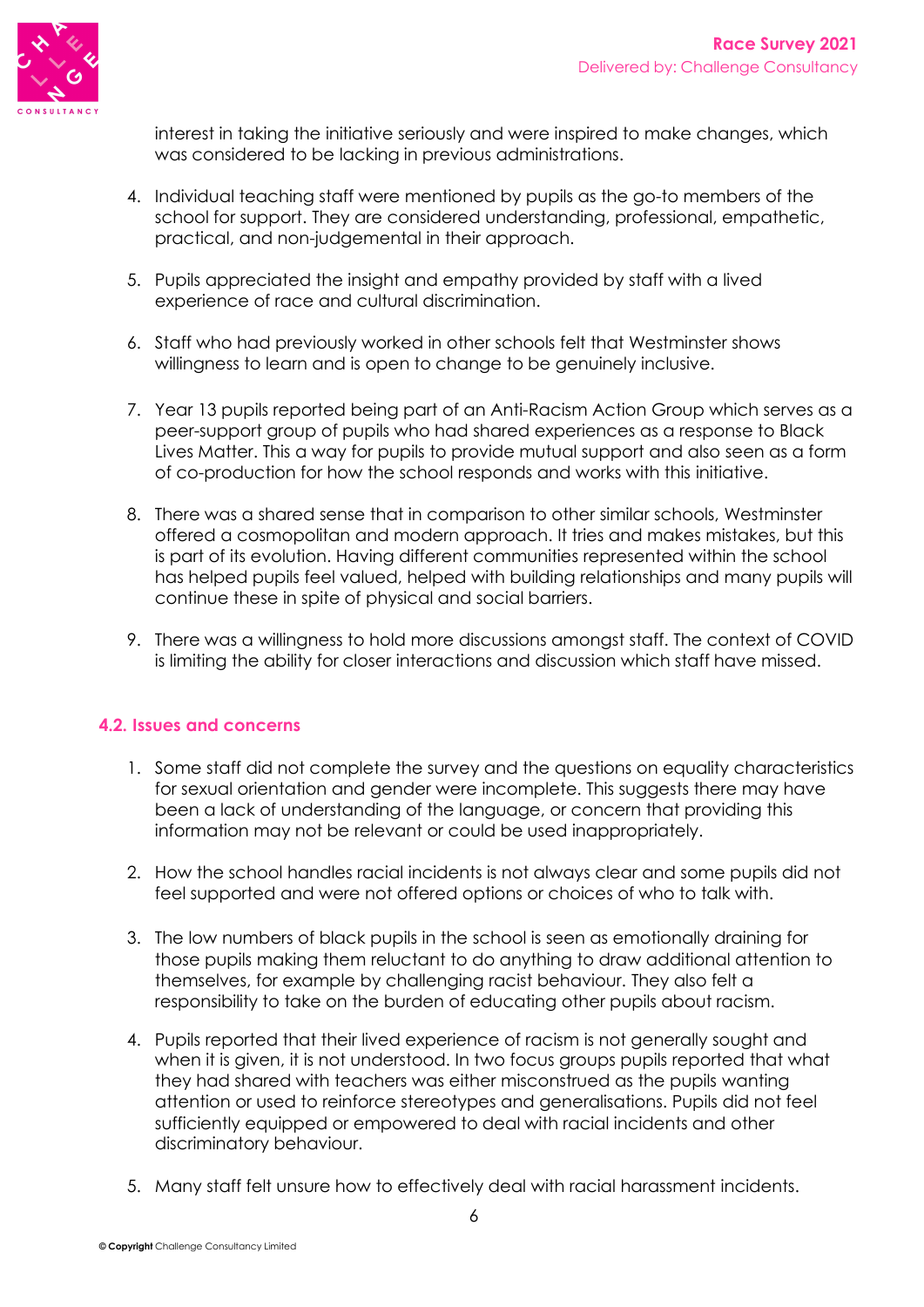interest in taking the initiative seriously and were inspired to make changes, which was considered to be lacking in previous administrations.

4. Individual teaching staff were mentioned by pupils as the go-to members of the school for support. They are considered understanding, professional, empathetic, practical, and non-judgemental in their approach.

5. Pupils appreciated the insight and empathy provided by staff with a lived experience of race and cultural discrimination.

6. Staff who had previously worked in other schools felt that Westminster shows willingness to learn and is open to change to be genuinely inclusive.

7. Year 13 pupils reported being part of an Anti-Racism Action Group which serves as a peer-support group of pupils who had shared experiences as a response to Black Lives Matter. This a way for pupils to provide mutual support and also seen as a form of co-production for how the school responds and works with this initiative.

8. There was a shared sense that in comparison to other similar schools, Westminster offered a cosmopolitan and modern approach. It tries and makes mistakes, but this is part of its evolution. Having different communities represented within the school has helped pupils feel valued, helped with building relationships and many pupils will continue these in spite of physical and social barriers.

9. There was a willingness to hold more discussions amongst staff. The context of COVID is limiting the ability for closer interactions and discussion which staff have missed.

### 4.2. Issues and concerns

1. Some staff did not complete the survey and the questions on equality characteristics for sexual orientation and gender were incomplete. This suggests there may have been a lack of understanding of the language, or concern that providing this information may not be relevant or could be used inappropriately.

2. How the school handles racial incidents is not always clear and some pupils did not feel supported and were not offered options or choices of who to talk with.

3. The low numbers of black pupils in the school is seen as emotionally draining for those pupils making them reluctant to do anything to draw additional attention to themselves, for example by challenging racist behaviour. They also felt a responsibility to take on the burden of educating other pupils about racism.

4. Pupils reported that their lived experience of racism is not generally sought and when it is given, it is not understood. In two focus groups pupils reported that what they had shared with teachers was either misconstrued as the pupils wanting attention or used to reinforce stereotypes and generalisations. Pupils did not feel sufficiently equipped or empowered to deal with racial incidents and other discriminatory behaviour.

5. Many staff felt unsure how to effectively deal with racial harassment incidents.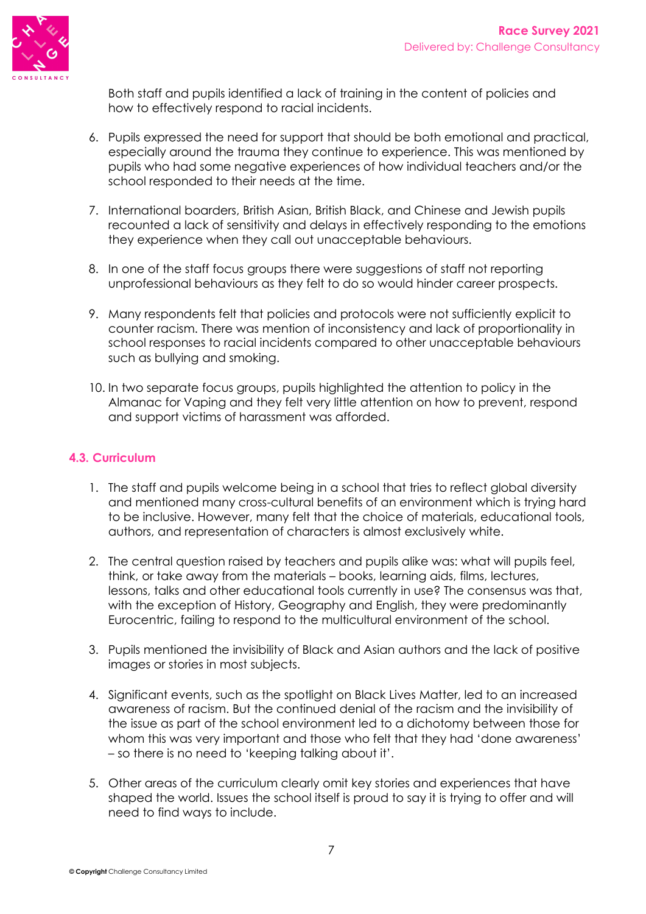Both staff and pupils identified a lack of training in the content of policies and how to effectively respond to racial incidents.

6. Pupils expressed the need for support that should be both emotional and practical, especially around the trauma they continue to experience. This was mentioned by pupils who had some negative experiences of how individual teachers and/or the school responded to their needs at the time.

7. International boarders, British Asian, British Black, and Chinese and Jewish pupils recounted a lack of sensitivity and delays in effectively responding to the emotions they experience when they call out unacceptable behaviours.

8. In one of the staff focus groups there were suggestions of staff not reporting unprofessional behaviours as they felt to do so would hinder career prospects.

9. Many respondents felt that policies and protocols were not sufficiently explicit to counter racism. There was mention of inconsistency and lack of proportionality in school responses to racial incidents compared to other unacceptable behaviours such as bullying and smoking.

10. In two separate focus groups, pupils highlighted the attention to policy in the Almanac for Vaping and they felt very little attention on how to prevent, respond and support victims of harassment was afforded.

### 4.3. Curriculum

1. The staff and pupils welcome being in a school that tries to reflect global diversity and mentioned many cross-cultural benefits of an environment which is trying hard to be inclusive. However, many felt that the choice of materials, educational tools, authors, and representation of characters is almost exclusively white.

2. The central question raised by teachers and pupils alike was: what will pupils feel, think, or take away from the materials – books, learning aids, films, lectures, lessons, talks and other educational tools currently in use? The consensus was that, with the exception of History, Geography and English, they were predominantly Eurocentric, failing to respond to the multicultural environment of the school.

3. Pupils mentioned the invisibility of Black and Asian authors and the lack of positive images or stories in most subjects.

4. Significant events, such as the spotlight on Black Lives Matter, led to an increased awareness of racism. But the continued denial of the racism and the invisibility of the issue as part of the school environment led to a dichotomy between those for whom this was very important and those who felt that they had 'done awareness' – so there is no need to 'keeping talking about it'.

5. Other areas of the curriculum clearly omit key stories and experiences that have shaped the world. Issues the school itself is proud to say it is trying to offer and will need to find ways to include.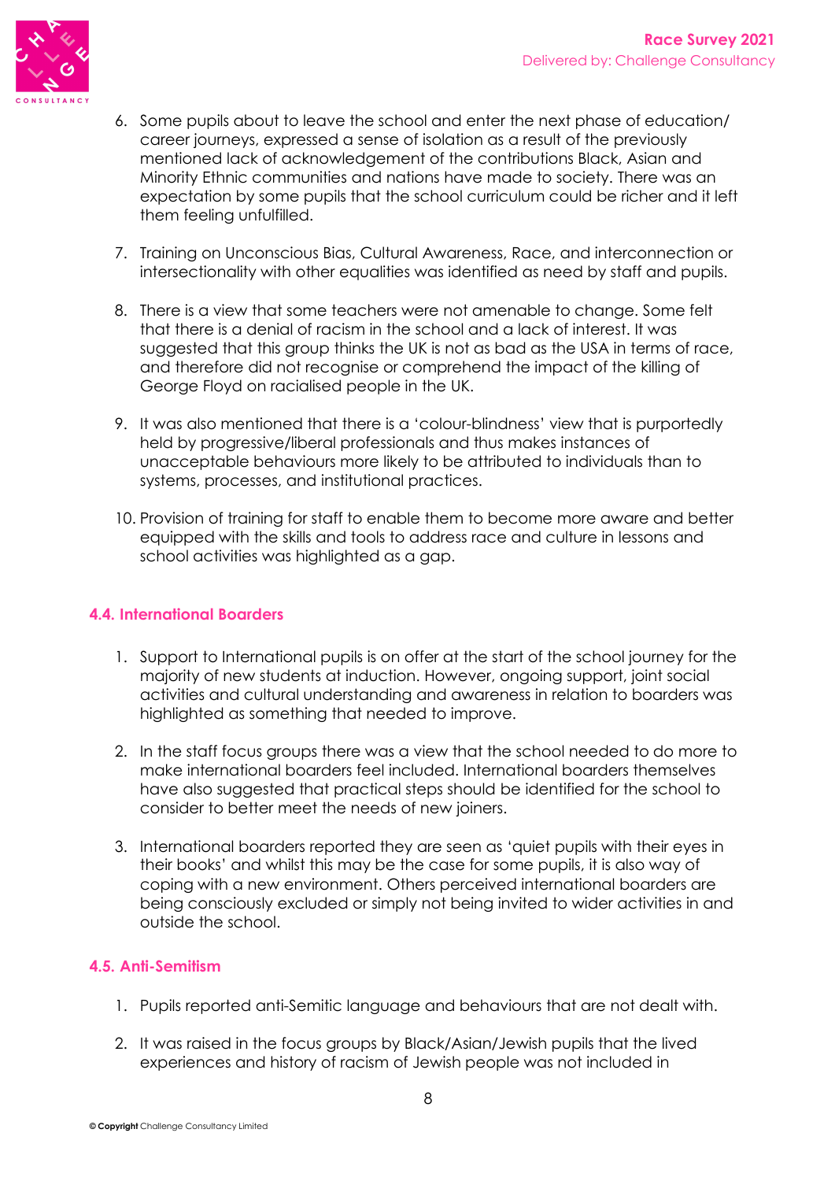6. Some pupils about to leave the school and enter the next phase of education/ career journeys, expressed a sense of isolation as a result of the previously mentioned lack of acknowledgement of the contributions Black, Asian and Minority Ethnic communities and nations have made to society. There was an expectation by some pupils that the school curriculum could be richer and it left them feeling unfulfilled.

7. Training on Unconscious Bias, Cultural Awareness, Race, and interconnection or intersectionality with other equalities was identified as need by staff and pupils.

8. There is a view that some teachers were not amenable to change. Some felt that there is a denial of racism in the school and a lack of interest. It was suggested that this group thinks the UK is not as bad as the USA in terms of race, and therefore did not recognise or comprehend the impact of the killing of George Floyd on racialised people in the UK.

9. It was also mentioned that there is a 'colour-blindness' view that is purportedly held by progressive/liberal professionals and thus makes instances of unacceptable behaviours more likely to be attributed to individuals than to systems, processes, and institutional practices.

10. Provision of training for staff to enable them to become more aware and better equipped with the skills and tools to address race and culture in lessons and school activities was highlighted as a gap.

### 4.4. International Boarders

1. Support to International pupils is on offer at the start of the school journey for the majority of new students at induction. However, ongoing support, joint social activities and cultural understanding and awareness in relation to boarders was highlighted as something that needed to improve.

2. In the staff focus groups there was a view that the school needed to do more to make international boarders feel included. International boarders themselves have also suggested that practical steps should be identified for the school to consider to better meet the needs of new joiners.

3. International boarders reported they are seen as 'quiet pupils with their eyes in their books' and whilst this may be the case for some pupils, it is also way of coping with a new environment. Others perceived international boarders are being consciously excluded or simply not being invited to wider activities in and outside the school.

### 4.5. Anti-Semitism

1. Pupils reported anti-Semitic language and behaviours that are not dealt with.

2. It was raised in the focus groups by Black/Asian/Jewish pupils that the lived experiences and history of racism of Jewish people was not included in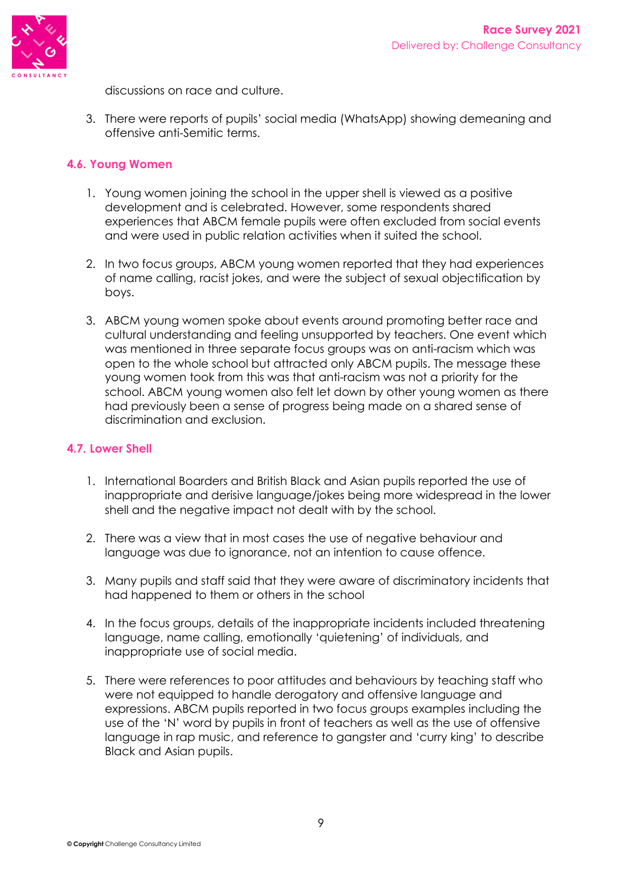discussions on race and culture.

3. There were reports of pupils' social media (WhatsApp) showing demeaning and offensive anti-Semitic terms.

### 4.6. Young Women

1. Young women joining the school in the upper shell is viewed as a positive development and is celebrated. However, some respondents shared experiences that ABCM female pupils were often excluded from social events and were used in public relation activities when it suited the school.

2. In two focus groups, ABCM young women reported that they had experiences of name calling, racist jokes, and were the subject of sexual objectification by boys.

3. ABCM young women spoke about events around promoting better race and cultural understanding and feeling unsupported by teachers. One event which was mentioned in three separate focus groups was on anti-racism which was open to the whole school but attracted only ABCM pupils. The message these young women took from this was that anti-racism was not a priority for the school. ABCM young women also felt let down by other young women as there had previously been a sense of progress being made on a shared sense of discrimination and exclusion.

### 4.7. Lower Shell

1. International Boarders and British Black and Asian pupils reported the use of inappropriate and derisive language/jokes being more widespread in the lower shell and the negative impact not dealt with by the school.

2. There was a view that in most cases the use of negative behaviour and language was due to ignorance, not an intention to cause offence.

3. Many pupils and staff said that they were aware of discriminatory incidents that had happened to them or others in the school

4. In the focus groups, details of the inappropriate incidents included threatening language, name calling, emotionally 'quietening' of individuals, and inappropriate use of social media.

5. There were references to poor attitudes and behaviours by teaching staff who were not equipped to handle derogatory and offensive language and expressions. ABCM pupils reported in two focus groups examples including the use of the 'N' word by pupils in front of teachers as well as the use of offensive language in rap music, and reference to gangster and 'curry king' to describe Black and Asian pupils.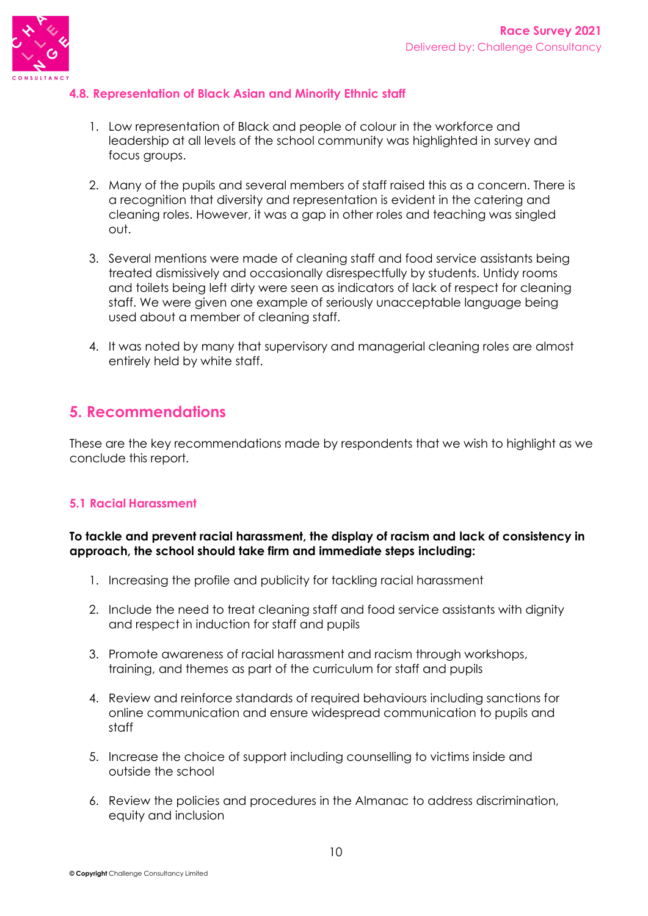### 4.8. Representation of Black Asian and Minority Ethnic staff

1. Low representation of Black and people of colour in the workforce and leadership at all levels of the school community was highlighted in survey and focus groups.

2. Many of the pupils and several members of staff raised this as a concern. There is a recognition that diversity and representation is evident in the catering and cleaning roles. However, it was a gap in other roles and teaching was singled out.

3. Several mentions were made of cleaning staff and food service assistants being treated dismissively and occasionally disrespectfully by students. Untidy rooms and toilets being left dirty were seen as indicators of lack of respect for cleaning staff. We were given one example of seriously unacceptable language being used about a member of cleaning staff.

4. It was noted by many that supervisory and managerial cleaning roles are almost entirely held by white staff.

## 5. Recommendations

These are the key recommendations made by respondents that we wish to highlight as we conclude this report.

### 5.1 Racial Harassment

**To tackle and prevent racial harassment, the display of racism and lack of consistency in approach, the school should take firm and immediate steps including:**

1. Increasing the profile and publicity for tackling racial harassment

2. Include the need to treat cleaning staff and food service assistants with dignity and respect in induction for staff and pupils

3. Promote awareness of racial harassment and racism through workshops, training, and themes as part of the curriculum for staff and pupils

4. Review and reinforce standards of required behaviours including sanctions for online communication and ensure widespread communication to pupils and staff

5. Increase the choice of support including counselling to victims inside and outside the school

6. Review the policies and procedures in the Almanac to address discrimination, equity and inclusion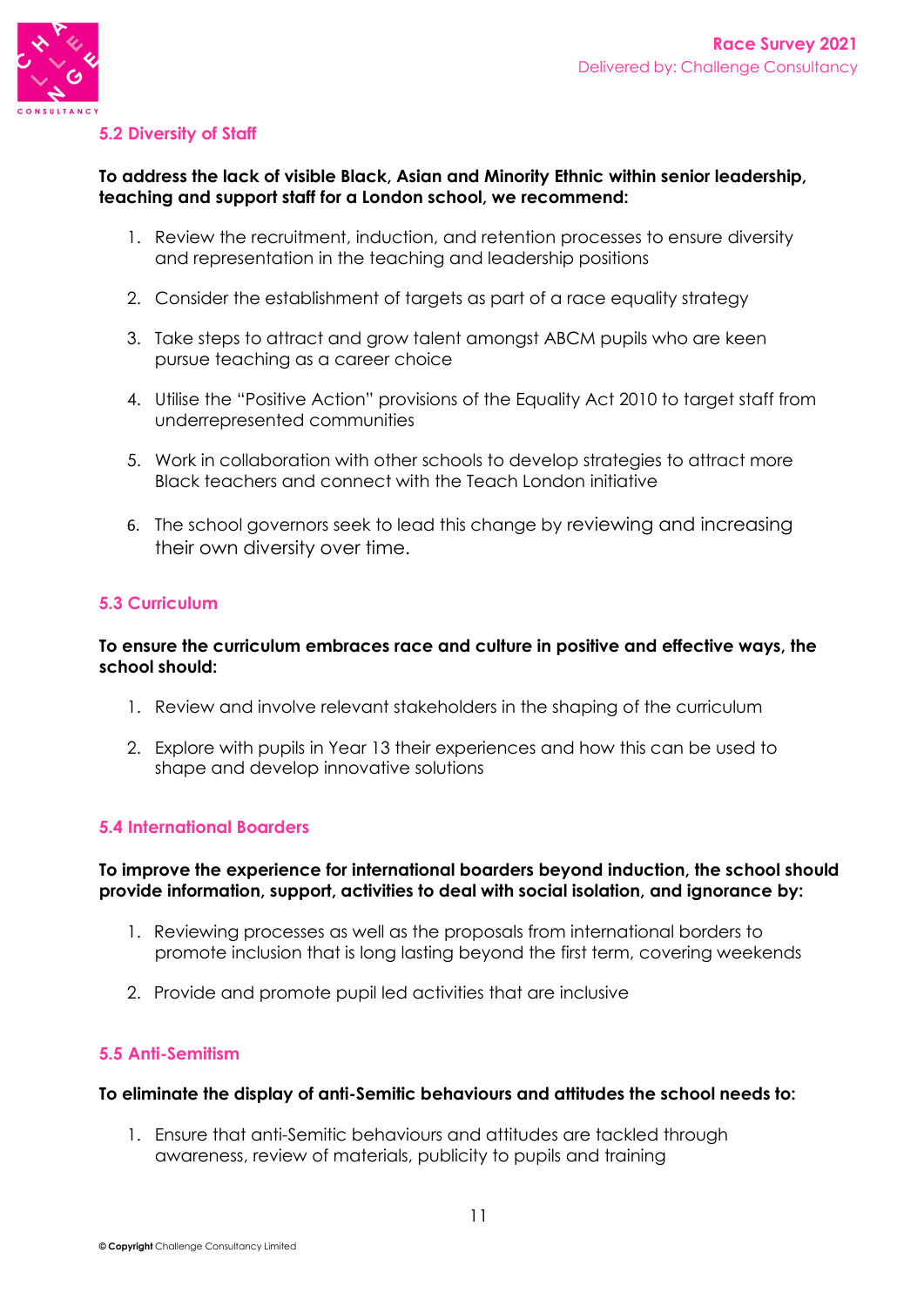### 5.2 Diversity of Staff

**To address the lack of visible Black, Asian and Minority Ethnic within senior leadership, teaching and support staff for a London school, we recommend:**

1. Review the recruitment, induction, and retention processes to ensure diversity and representation in the teaching and leadership positions
2. Consider the establishment of targets as part of a race equality strategy
3. Take steps to attract and grow talent amongst ABCM pupils who are keen pursue teaching as a career choice
4. Utilise the "Positive Action" provisions of the Equality Act 2010 to target staff from underrepresented communities
5. Work in collaboration with other schools to develop strategies to attract more Black teachers and connect with the Teach London initiative
6. The school governors seek to lead this change by reviewing and increasing their own diversity over time.

### 5.3 Curriculum

**To ensure the curriculum embraces race and culture in positive and effective ways, the school should:**

1. Review and involve relevant stakeholders in the shaping of the curriculum
2. Explore with pupils in Year 13 their experiences and how this can be used to shape and develop innovative solutions

### 5.4 International Boarders

**To improve the experience for international boarders beyond induction, the school should provide information, support, activities to deal with social isolation, and ignorance by:**

1. Reviewing processes as well as the proposals from international borders to promote inclusion that is long lasting beyond the first term, covering weekends
2. Provide and promote pupil led activities that are inclusive

### 5.5 Anti-Semitism

**To eliminate the display of anti-Semitic behaviours and attitudes the school needs to:**

1. Ensure that anti-Semitic behaviours and attitudes are tackled through awareness, review of materials, publicity to pupils and training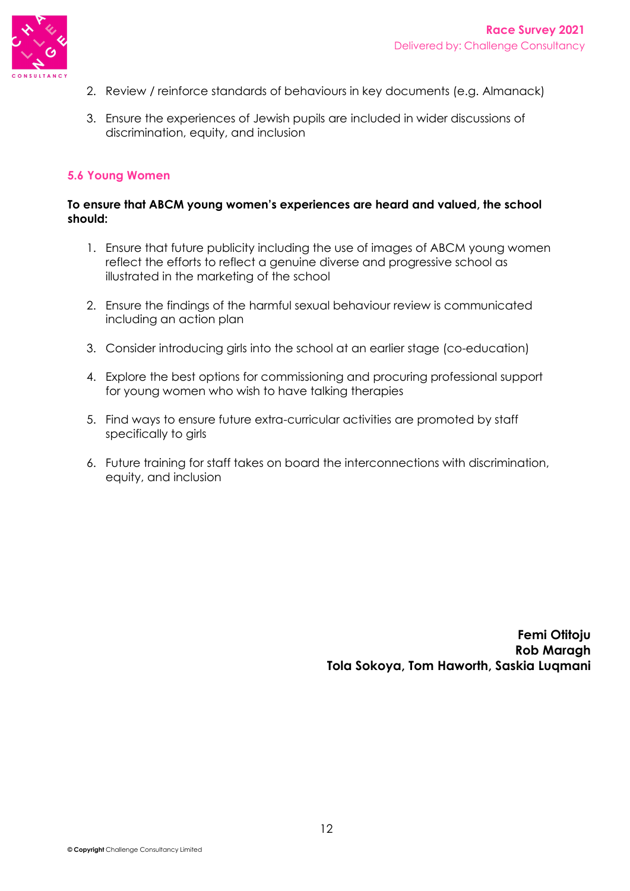2. Review / reinforce standards of behaviours in key documents (e.g. Almanack)

3. Ensure the experiences of Jewish pupils are included in wider discussions of discrimination, equity, and inclusion

### 5.6 Young Women

**To ensure that ABCM young women's experiences are heard and valued, the school should:**

1. Ensure that future publicity including the use of images of ABCM young women reflect the efforts to reflect a genuine diverse and progressive school as illustrated in the marketing of the school

2. Ensure the findings of the harmful sexual behaviour review is communicated including an action plan

3. Consider introducing girls into the school at an earlier stage (co-education)

4. Explore the best options for commissioning and procuring professional support for young women who wish to have talking therapies

5. Find ways to ensure future extra-curricular activities are promoted by staff specifically to girls

6. Future training for staff takes on board the interconnections with discrimination, equity, and inclusion

**Femi Otitoju**
**Rob Maragh**
**Tola Sokoya, Tom Haworth, Saskia Luqmani**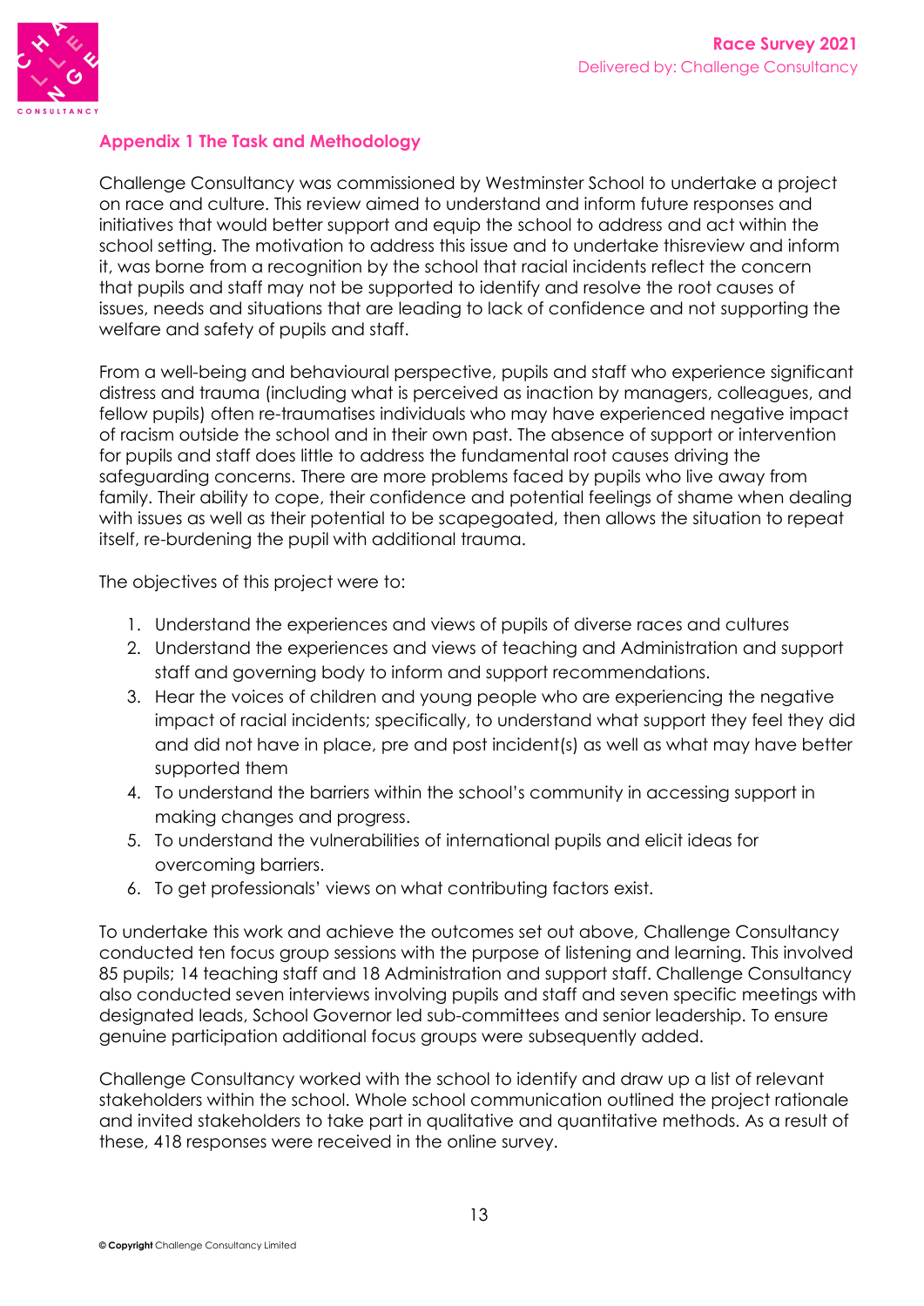## Appendix 1 The Task and Methodology

Challenge Consultancy was commissioned by Westminster School to undertake a project on race and culture. This review aimed to understand and inform future responses and initiatives that would better support and equip the school to address and act within the school setting. The motivation to address this issue and to undertake thisreview and inform it, was borne from a recognition by the school that racial incidents reflect the concern that pupils and staff may not be supported to identify and resolve the root causes of issues, needs and situations that are leading to lack of confidence and not supporting the welfare and safety of pupils and staff.

From a well-being and behavioural perspective, pupils and staff who experience significant distress and trauma (including what is perceived as inaction by managers, colleagues, and fellow pupils) often re-traumatises individuals who may have experienced negative impact of racism outside the school and in their own past. The absence of support or intervention for pupils and staff does little to address the fundamental root causes driving the safeguarding concerns. There are more problems faced by pupils who live away from family. Their ability to cope, their confidence and potential feelings of shame when dealing with issues as well as their potential to be scapegoated, then allows the situation to repeat itself, re-burdening the pupil with additional trauma.

The objectives of this project were to:

1. Understand the experiences and views of pupils of diverse races and cultures
2. Understand the experiences and views of teaching and Administration and support staff and governing body to inform and support recommendations.
3. Hear the voices of children and young people who are experiencing the negative impact of racial incidents; specifically, to understand what support they feel they did and did not have in place, pre and post incident(s) as well as what may have better supported them
4. To understand the barriers within the school's community in accessing support in making changes and progress.
5. To understand the vulnerabilities of international pupils and elicit ideas for overcoming barriers.
6. To get professionals' views on what contributing factors exist.

To undertake this work and achieve the outcomes set out above, Challenge Consultancy conducted ten focus group sessions with the purpose of listening and learning. This involved 85 pupils; 14 teaching staff and 18 Administration and support staff. Challenge Consultancy also conducted seven interviews involving pupils and staff and seven specific meetings with designated leads, School Governor led sub-committees and senior leadership. To ensure genuine participation additional focus groups were subsequently added.

Challenge Consultancy worked with the school to identify and draw up a list of relevant stakeholders within the school. Whole school communication outlined the project rationale and invited stakeholders to take part in qualitative and quantitative methods. As a result of these, 418 responses were received in the online survey.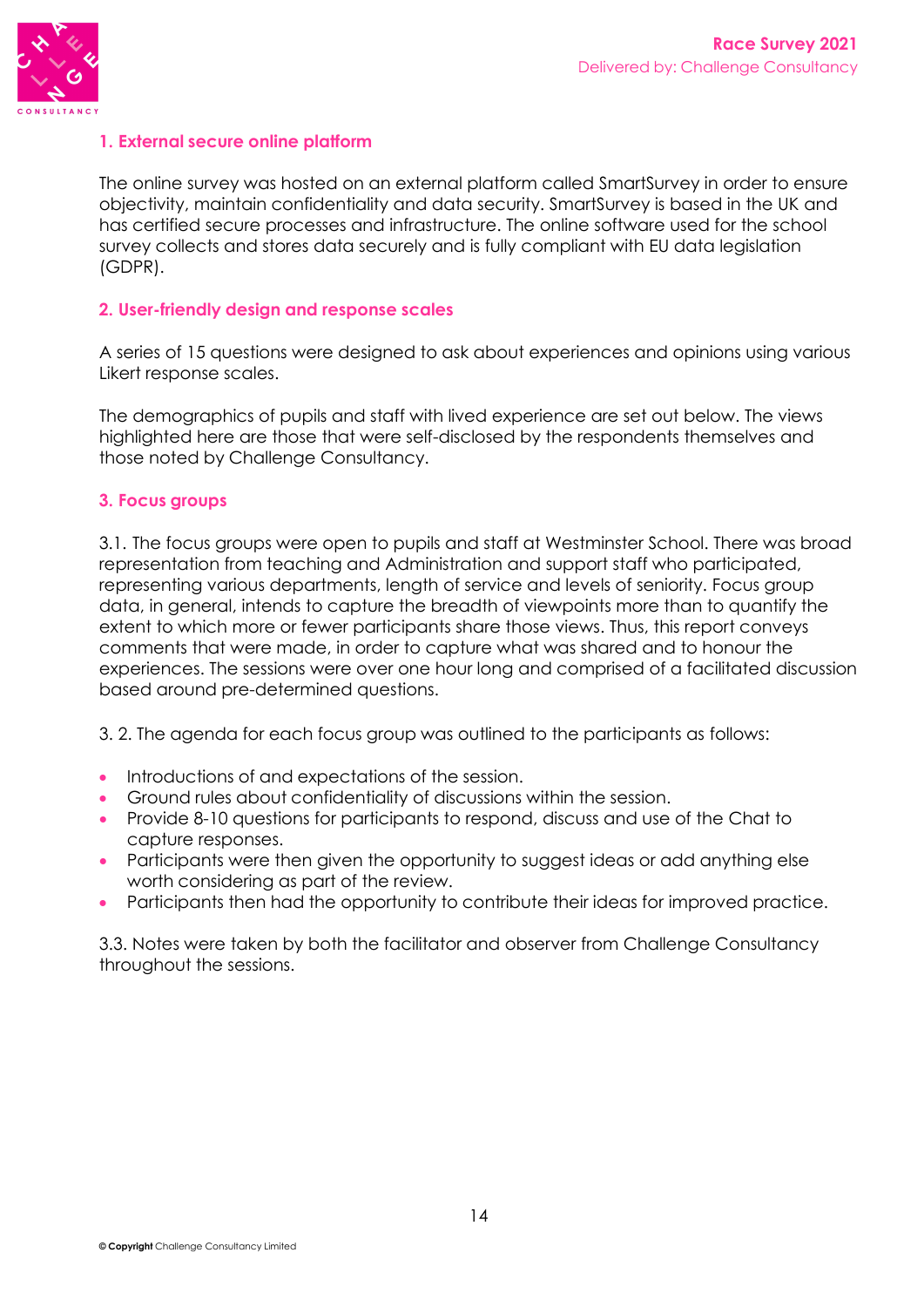## 1. External secure online platform

The online survey was hosted on an external platform called SmartSurvey in order to ensure objectivity, maintain confidentiality and data security. SmartSurvey is based in the UK and has certified secure processes and infrastructure. The online software used for the school survey collects and stores data securely and is fully compliant with EU data legislation (GDPR).

## 2. User-friendly design and response scales

A series of 15 questions were designed to ask about experiences and opinions using various Likert response scales.

The demographics of pupils and staff with lived experience are set out below. The views highlighted here are those that were self-disclosed by the respondents themselves and those noted by Challenge Consultancy.

## 3. Focus groups

3.1. The focus groups were open to pupils and staff at Westminster School. There was broad representation from teaching and Administration and support staff who participated, representing various departments, length of service and levels of seniority. Focus group data, in general, intends to capture the breadth of viewpoints more than to quantify the extent to which more or fewer participants share those views. Thus, this report conveys comments that were made, in order to capture what was shared and to honour the experiences. The sessions were over one hour long and comprised of a facilitated discussion based around pre-determined questions.

3. 2. The agenda for each focus group was outlined to the participants as follows:

- Introductions of and expectations of the session.
- Ground rules about confidentiality of discussions within the session.
- Provide 8-10 questions for participants to respond, discuss and use of the Chat to capture responses.
- Participants were then given the opportunity to suggest ideas or add anything else worth considering as part of the review.
- Participants then had the opportunity to contribute their ideas for improved practice.

3.3. Notes were taken by both the facilitator and observer from Challenge Consultancy throughout the sessions.